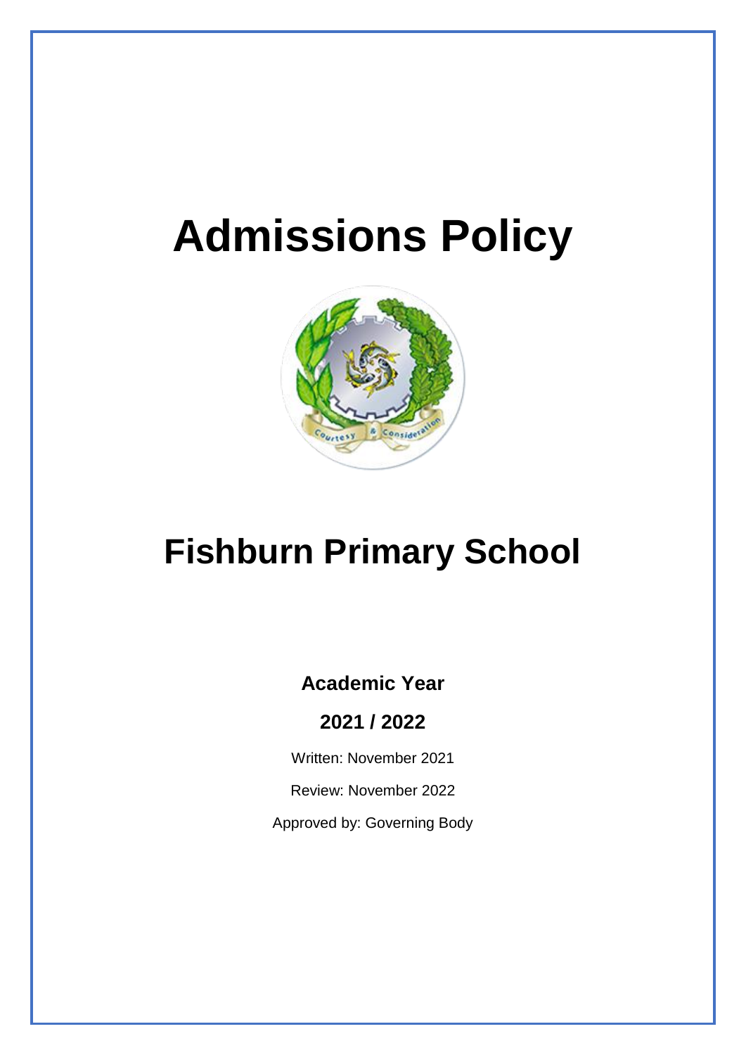# Admissions Policy

# Fishburn Primary School

**Academic Year**

**2021 / 2022**

Written: November 2021

Review: November 2022

Approved by: Governing Body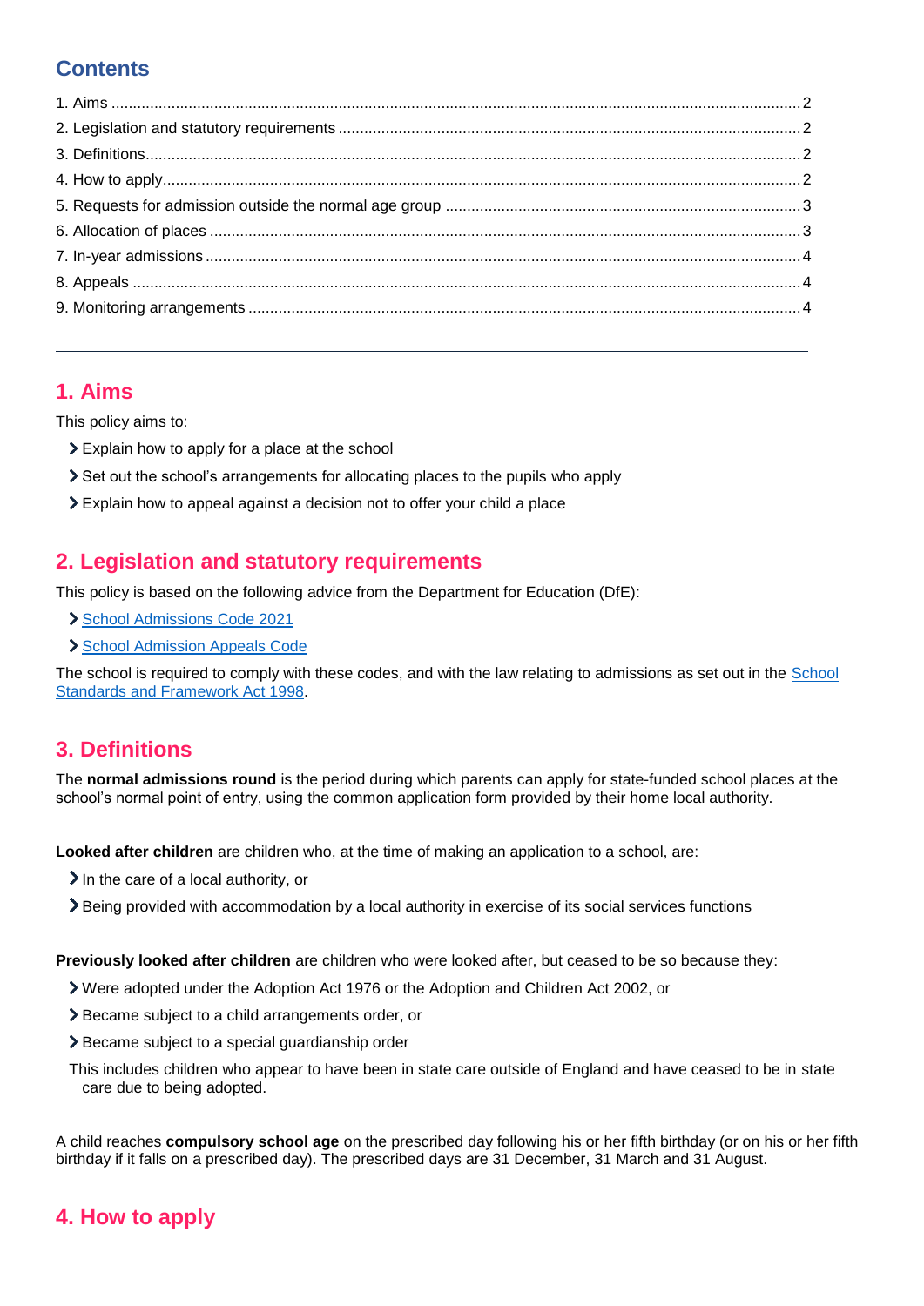## Contents

1. Aims ........ 2
2. Legislation and statutory requirements ........ 2
3. Definitions ........ 2
4. How to apply ........ 2
5. Requests for admission outside the normal age group ........ 3
6. Allocation of places ........ 3
7. In-year admissions ........ 4
8. Appeals ........ 4
9. Monitoring arrangements ........ 4

---

## 1. Aims

This policy aims to:

- Explain how to apply for a place at the school
- Set out the school's arrangements for allocating places to the pupils who apply
- Explain how to appeal against a decision not to offer your child a place

## 2. Legislation and statutory requirements

This policy is based on the following advice from the Department for Education (DfE):

- School Admissions Code 2021
- School Admission Appeals Code

The school is required to comply with these codes, and with the law relating to admissions as set out in the School Standards and Framework Act 1998.

## 3. Definitions

The **normal admissions round** is the period during which parents can apply for state-funded school places at the school's normal point of entry, using the common application form provided by their home local authority.

**Looked after children** are children who, at the time of making an application to a school, are:

- In the care of a local authority, or
- Being provided with accommodation by a local authority in exercise of its social services functions

**Previously looked after children** are children who were looked after, but ceased to be so because they:

- Were adopted under the Adoption Act 1976 or the Adoption and Children Act 2002, or
- Became subject to a child arrangements order, or
- Became subject to a special guardianship order

This includes children who appear to have been in state care outside of England and have ceased to be in state care due to being adopted.

A child reaches **compulsory school age** on the prescribed day following his or her fifth birthday (or on his or her fifth birthday if it falls on a prescribed day). The prescribed days are 31 December, 31 March and 31 August.

## 4. How to apply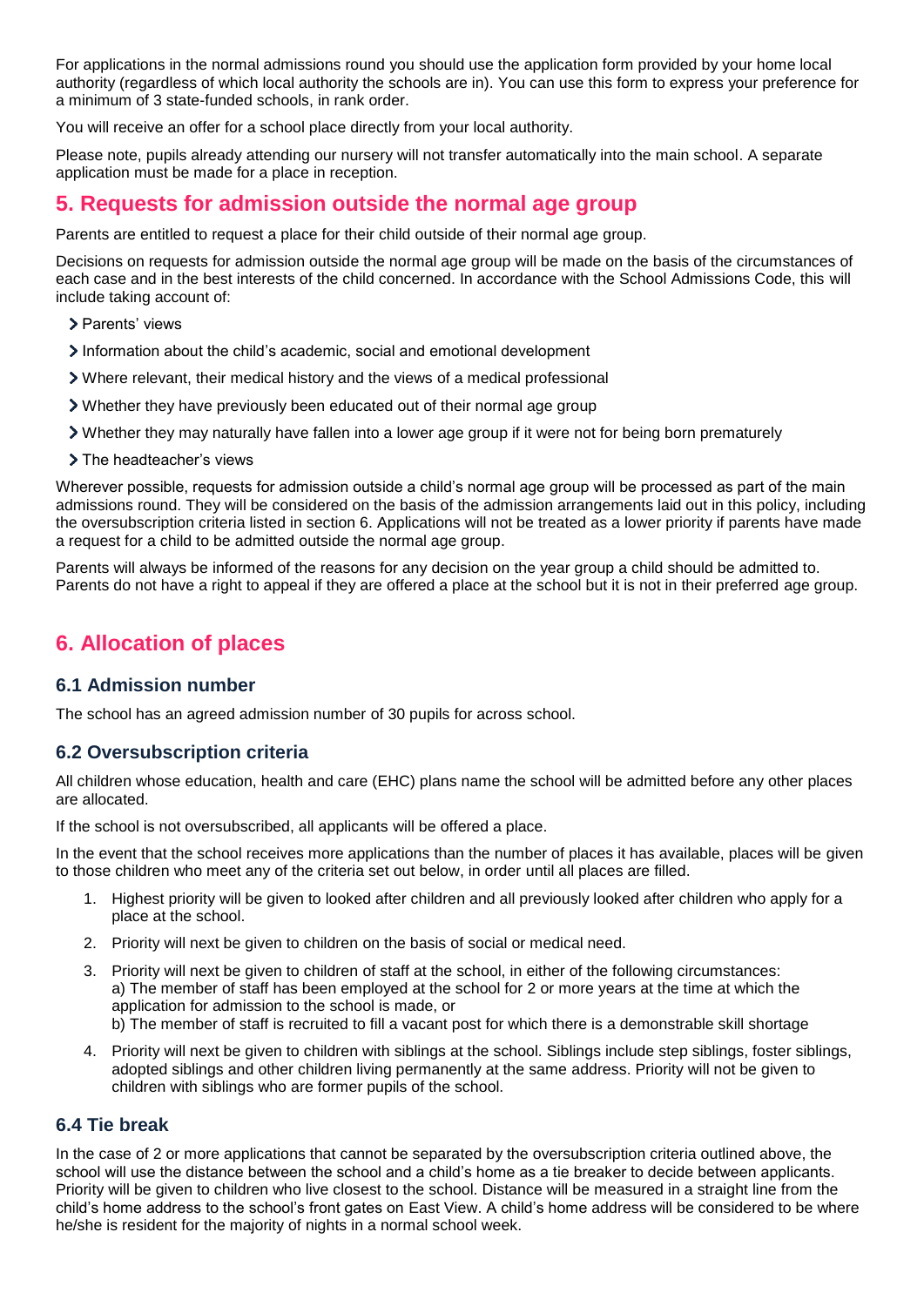For applications in the normal admissions round you should use the application form provided by your home local authority (regardless of which local authority the schools are in). You can use this form to express your preference for a minimum of 3 state-funded schools, in rank order.

You will receive an offer for a school place directly from your local authority.

Please note, pupils already attending our nursery will not transfer automatically into the main school. A separate application must be made for a place in reception.

## 5. Requests for admission outside the normal age group

Parents are entitled to request a place for their child outside of their normal age group.

Decisions on requests for admission outside the normal age group will be made on the basis of the circumstances of each case and in the best interests of the child concerned. In accordance with the School Admissions Code, this will include taking account of:

- Parents' views
- Information about the child's academic, social and emotional development
- Where relevant, their medical history and the views of a medical professional
- Whether they have previously been educated out of their normal age group
- Whether they may naturally have fallen into a lower age group if it were not for being born prematurely
- The headteacher's views

Wherever possible, requests for admission outside a child's normal age group will be processed as part of the main admissions round. They will be considered on the basis of the admission arrangements laid out in this policy, including the oversubscription criteria listed in section 6. Applications will not be treated as a lower priority if parents have made a request for a child to be admitted outside the normal age group.

Parents will always be informed of the reasons for any decision on the year group a child should be admitted to. Parents do not have a right to appeal if they are offered a place at the school but it is not in their preferred age group.

## 6. Allocation of places

### 6.1 Admission number

The school has an agreed admission number of 30 pupils for across school.

### 6.2 Oversubscription criteria

All children whose education, health and care (EHC) plans name the school will be admitted before any other places are allocated.

If the school is not oversubscribed, all applicants will be offered a place.

In the event that the school receives more applications than the number of places it has available, places will be given to those children who meet any of the criteria set out below, in order until all places are filled.

1. Highest priority will be given to looked after children and all previously looked after children who apply for a place at the school.
2. Priority will next be given to children on the basis of social or medical need.
3. Priority will next be given to children of staff at the school, in either of the following circumstances:
   a) The member of staff has been employed at the school for 2 or more years at the time at which the application for admission to the school is made, or
   b) The member of staff is recruited to fill a vacant post for which there is a demonstrable skill shortage
4. Priority will next be given to children with siblings at the school. Siblings include step siblings, foster siblings, adopted siblings and other children living permanently at the same address. Priority will not be given to children with siblings who are former pupils of the school.

### 6.4 Tie break

In the case of 2 or more applications that cannot be separated by the oversubscription criteria outlined above, the school will use the distance between the school and a child's home as a tie breaker to decide between applicants. Priority will be given to children who live closest to the school. Distance will be measured in a straight line from the child's home address to the school's front gates on East View. A child's home address will be considered to be where he/she is resident for the majority of nights in a normal school week.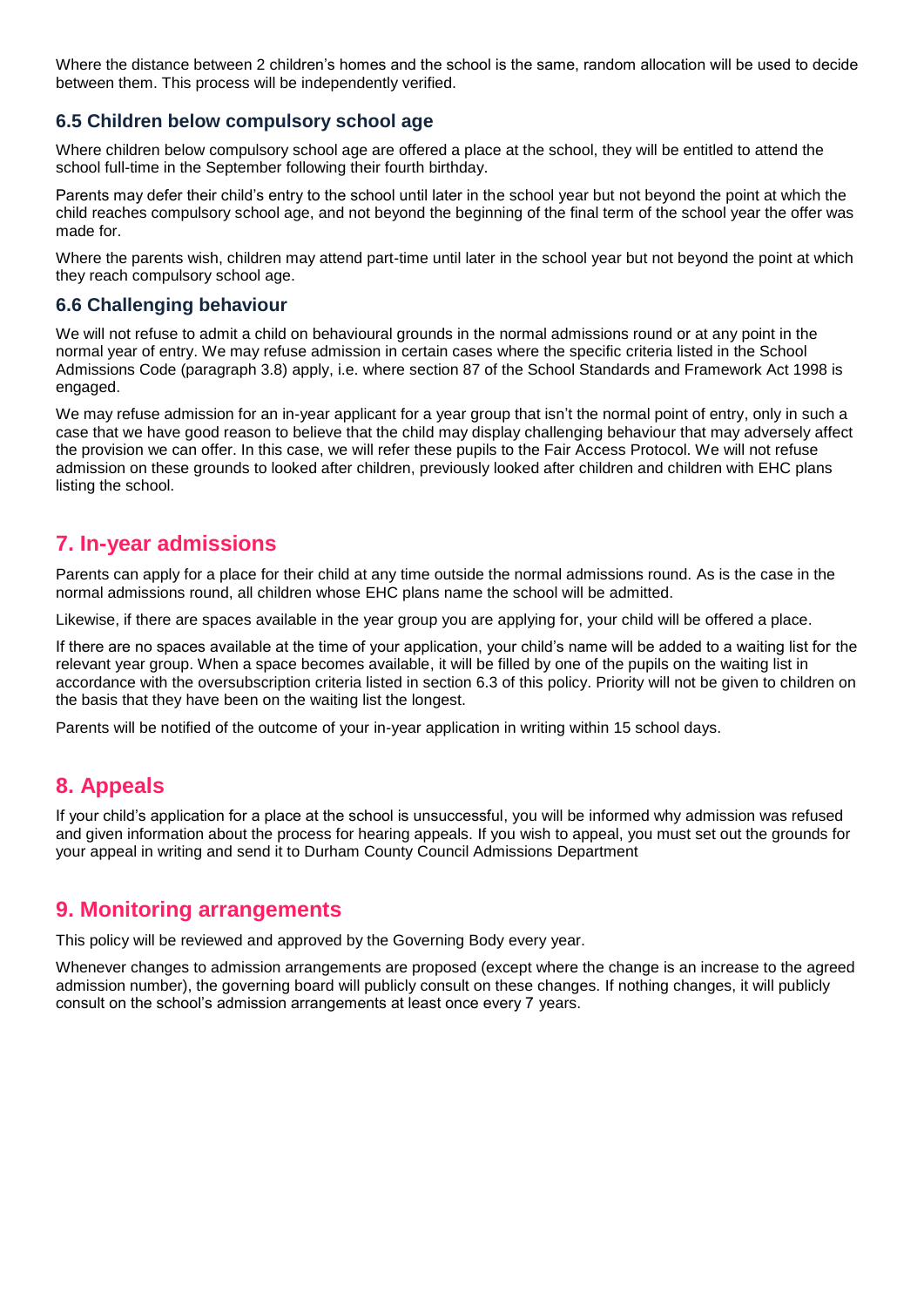Where the distance between 2 children's homes and the school is the same, random allocation will be used to decide between them. This process will be independently verified.

### 6.5 Children below compulsory school age

Where children below compulsory school age are offered a place at the school, they will be entitled to attend the school full-time in the September following their fourth birthday.

Parents may defer their child's entry to the school until later in the school year but not beyond the point at which the child reaches compulsory school age, and not beyond the beginning of the final term of the school year the offer was made for.

Where the parents wish, children may attend part-time until later in the school year but not beyond the point at which they reach compulsory school age.

### 6.6 Challenging behaviour

We will not refuse to admit a child on behavioural grounds in the normal admissions round or at any point in the normal year of entry. We may refuse admission in certain cases where the specific criteria listed in the School Admissions Code (paragraph 3.8) apply, i.e. where section 87 of the School Standards and Framework Act 1998 is engaged.

We may refuse admission for an in-year applicant for a year group that isn't the normal point of entry, only in such a case that we have good reason to believe that the child may display challenging behaviour that may adversely affect the provision we can offer. In this case, we will refer these pupils to the Fair Access Protocol. We will not refuse admission on these grounds to looked after children, previously looked after children and children with EHC plans listing the school.

## 7. In-year admissions

Parents can apply for a place for their child at any time outside the normal admissions round. As is the case in the normal admissions round, all children whose EHC plans name the school will be admitted.

Likewise, if there are spaces available in the year group you are applying for, your child will be offered a place.

If there are no spaces available at the time of your application, your child's name will be added to a waiting list for the relevant year group. When a space becomes available, it will be filled by one of the pupils on the waiting list in accordance with the oversubscription criteria listed in section 6.3 of this policy. Priority will not be given to children on the basis that they have been on the waiting list the longest.

Parents will be notified of the outcome of your in-year application in writing within 15 school days.

## 8. Appeals

If your child's application for a place at the school is unsuccessful, you will be informed why admission was refused and given information about the process for hearing appeals. If you wish to appeal, you must set out the grounds for your appeal in writing and send it to Durham County Council Admissions Department

## 9. Monitoring arrangements

This policy will be reviewed and approved by the Governing Body every year.

Whenever changes to admission arrangements are proposed (except where the change is an increase to the agreed admission number), the governing board will publicly consult on these changes. If nothing changes, it will publicly consult on the school's admission arrangements at least once every 7 years.